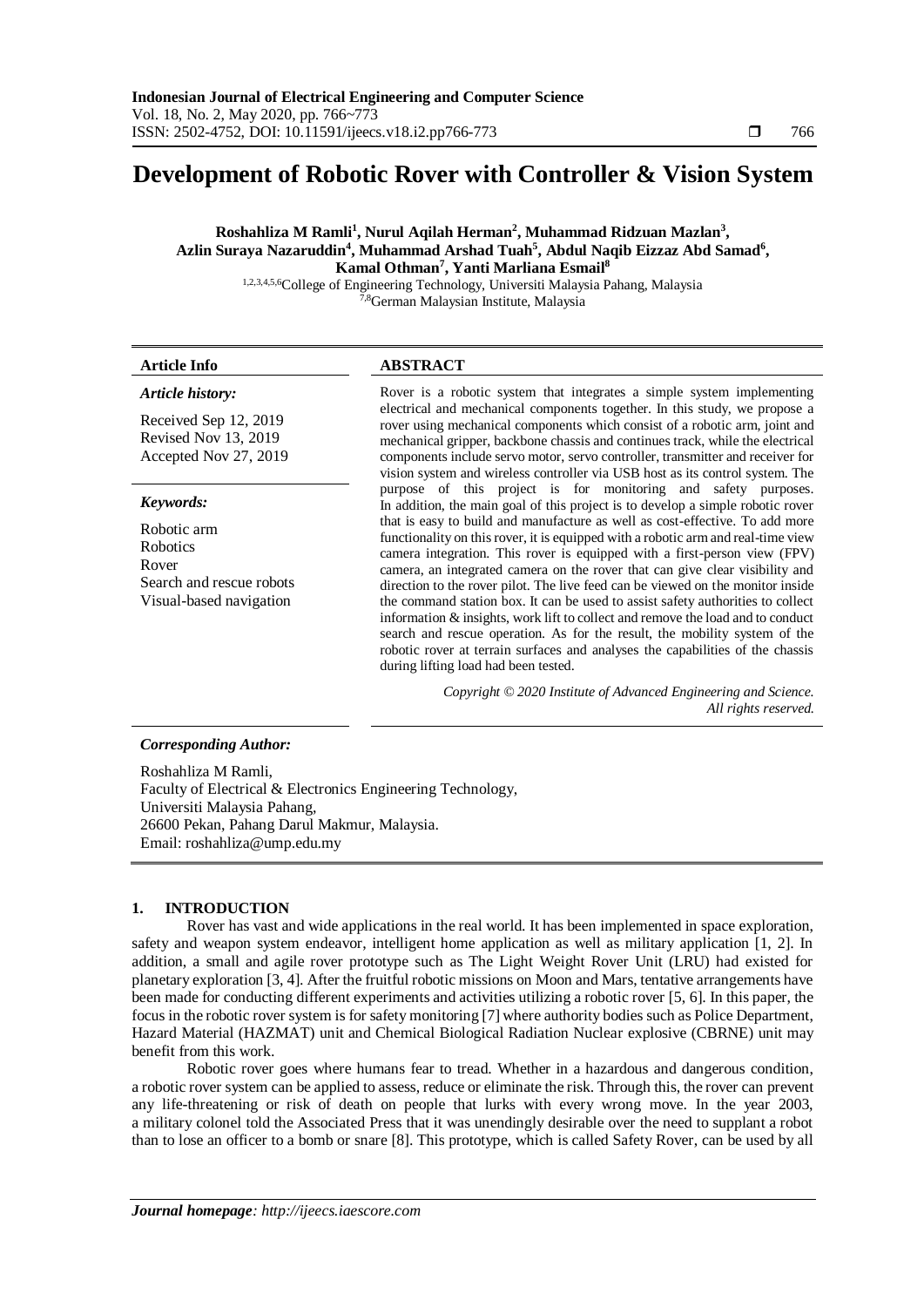# Development of Robotic Rover with Controller & Vision System

**Roshahliza M Ramli[1], Nurul Aqilah Herman[2], Muhammad Ridzuan Mazlan[3], Azlin Suraya Nazaruddin[4], Muhammad Arshad Tuah[5], Abdul Naqib Eizzaz Abd Samad[6], Kamal Othman[7], Yanti Marliana Esmail[8]**

[1,2,3,4,5,6]College of Engineering Technology, Universiti Malaysia Pahang, Malaysia
[7,8]German Malaysian Institute, Malaysia

---

**Article Info**

*Article history:*

Received Sep 12, 2019
Revised Nov 13, 2019
Accepted Nov 27, 2019

*Keywords:*

Robotic arm
Robotics
Rover
Search and rescue robots
Visual-based navigation

**ABSTRACT**

Rover is a robotic system that integrates a simple system implementing electrical and mechanical components together. In this study, we propose a rover using mechanical components which consist of a robotic arm, joint and mechanical gripper, backbone chassis and continues track, while the electrical components include servo motor, servo controller, transmitter and receiver for vision system and wireless controller via USB host as its control system. The purpose of this project is for monitoring and safety purposes. In addition, the main goal of this project is to develop a simple robotic rover that is easy to build and manufacture as well as cost-effective. To add more functionality on this rover, it is equipped with a robotic arm and real-time view camera integration. This rover is equipped with a first-person view (FPV) camera, an integrated camera on the rover that can give clear visibility and direction to the rover pilot. The live feed can be viewed on the monitor inside the command station box. It can be used to assist safety authorities to collect information & insights, work lift to collect and remove the load and to conduct search and rescue operation. As for the result, the mobility system of the robotic rover at terrain surfaces and analyses the capabilities of the chassis during lifting load had been tested.

*Copyright © 2020 Institute of Advanced Engineering and Science. All rights reserved.*

---

***Corresponding Author:***

Roshahliza M Ramli,
Faculty of Electrical & Electronics Engineering Technology,
Universiti Malaysia Pahang,
26600 Pekan, Pahang Darul Makmur, Malaysia.
Email: roshahliza@ump.edu.my

## 1. INTRODUCTION

Rover has vast and wide applications in the real world. It has been implemented in space exploration, safety and weapon system endeavor, intelligent home application as well as military application [1, 2]. In addition, a small and agile rover prototype such as The Light Weight Rover Unit (LRU) had existed for planetary exploration [3, 4]. After the fruitful robotic missions on Moon and Mars, tentative arrangements have been made for conducting different experiments and activities utilizing a robotic rover [5, 6]. In this paper, the focus in the robotic rover system is for safety monitoring [7] where authority bodies such as Police Department, Hazard Material (HAZMAT) unit and Chemical Biological Radiation Nuclear explosive (CBRNE) unit may benefit from this work.

Robotic rover goes where humans fear to tread. Whether in a hazardous and dangerous condition, a robotic rover system can be applied to assess, reduce or eliminate the risk. Through this, the rover can prevent any life-threatening or risk of death on people that lurks with every wrong move. In the year 2003, a military colonel told the Associated Press that it was unendingly desirable over the need to supplant a robot than to lose an officer to a bomb or snare [8]. This prototype, which is called Safety Rover, can be used by all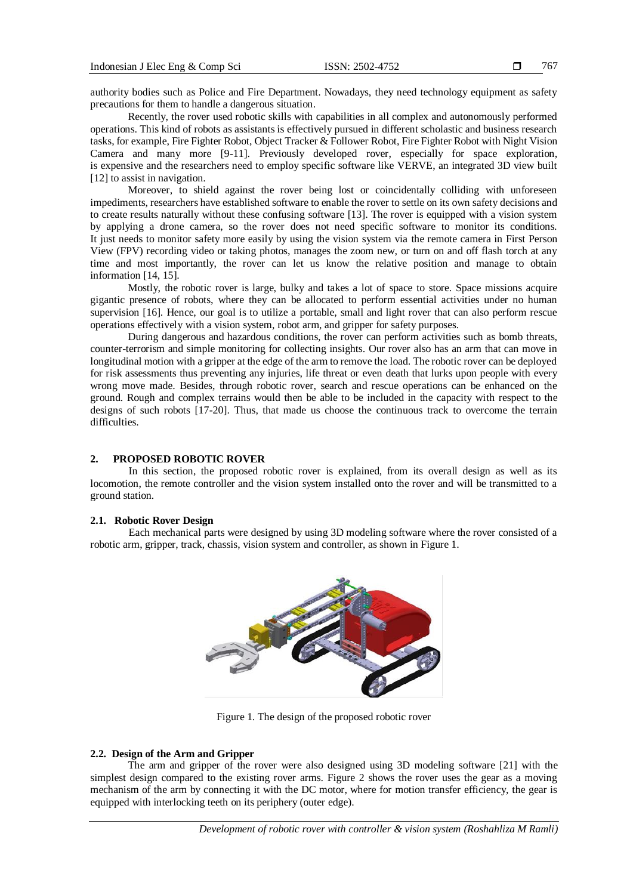authority bodies such as Police and Fire Department. Nowadays, they need technology equipment as safety precautions for them to handle a dangerous situation.

Recently, the rover used robotic skills with capabilities in all complex and autonomously performed operations. This kind of robots as assistants is effectively pursued in different scholastic and business research tasks, for example, Fire Fighter Robot, Object Tracker & Follower Robot, Fire Fighter Robot with Night Vision Camera and many more [9-11]. Previously developed rover, especially for space exploration, is expensive and the researchers need to employ specific software like VERVE, an integrated 3D view built [12] to assist in navigation.

Moreover, to shield against the rover being lost or coincidentally colliding with unforeseen impediments, researchers have established software to enable the rover to settle on its own safety decisions and to create results naturally without these confusing software [13]. The rover is equipped with a vision system by applying a drone camera, so the rover does not need specific software to monitor its conditions. It just needs to monitor safety more easily by using the vision system via the remote camera in First Person View (FPV) recording video or taking photos, manages the zoom new, or turn on and off flash torch at any time and most importantly, the rover can let us know the relative position and manage to obtain information [14, 15].

Mostly, the robotic rover is large, bulky and takes a lot of space to store. Space missions acquire gigantic presence of robots, where they can be allocated to perform essential activities under no human supervision [16]. Hence, our goal is to utilize a portable, small and light rover that can also perform rescue operations effectively with a vision system, robot arm, and gripper for safety purposes.

During dangerous and hazardous conditions, the rover can perform activities such as bomb threats, counter-terrorism and simple monitoring for collecting insights. Our rover also has an arm that can move in longitudinal motion with a gripper at the edge of the arm to remove the load. The robotic rover can be deployed for risk assessments thus preventing any injuries, life threat or even death that lurks upon people with every wrong move made. Besides, through robotic rover, search and rescue operations can be enhanced on the ground. Rough and complex terrains would then be able to be included in the capacity with respect to the designs of such robots [17-20]. Thus, that made us choose the continuous track to overcome the terrain difficulties.

## 2. PROPOSED ROBOTIC ROVER

In this section, the proposed robotic rover is explained, from its overall design as well as its locomotion, the remote controller and the vision system installed onto the rover and will be transmitted to a ground station.

### 2.1. Robotic Rover Design

Each mechanical parts were designed by using 3D modeling software where the rover consisted of a robotic arm, gripper, track, chassis, vision system and controller, as shown in Figure 1.

Figure 1. The design of the proposed robotic rover

### 2.2. Design of the Arm and Gripper

The arm and gripper of the rover were also designed using 3D modeling software [21] with the simplest design compared to the existing rover arms. Figure 2 shows the rover uses the gear as a moving mechanism of the arm by connecting it with the DC motor, where for motion transfer efficiency, the gear is equipped with interlocking teeth on its periphery (outer edge).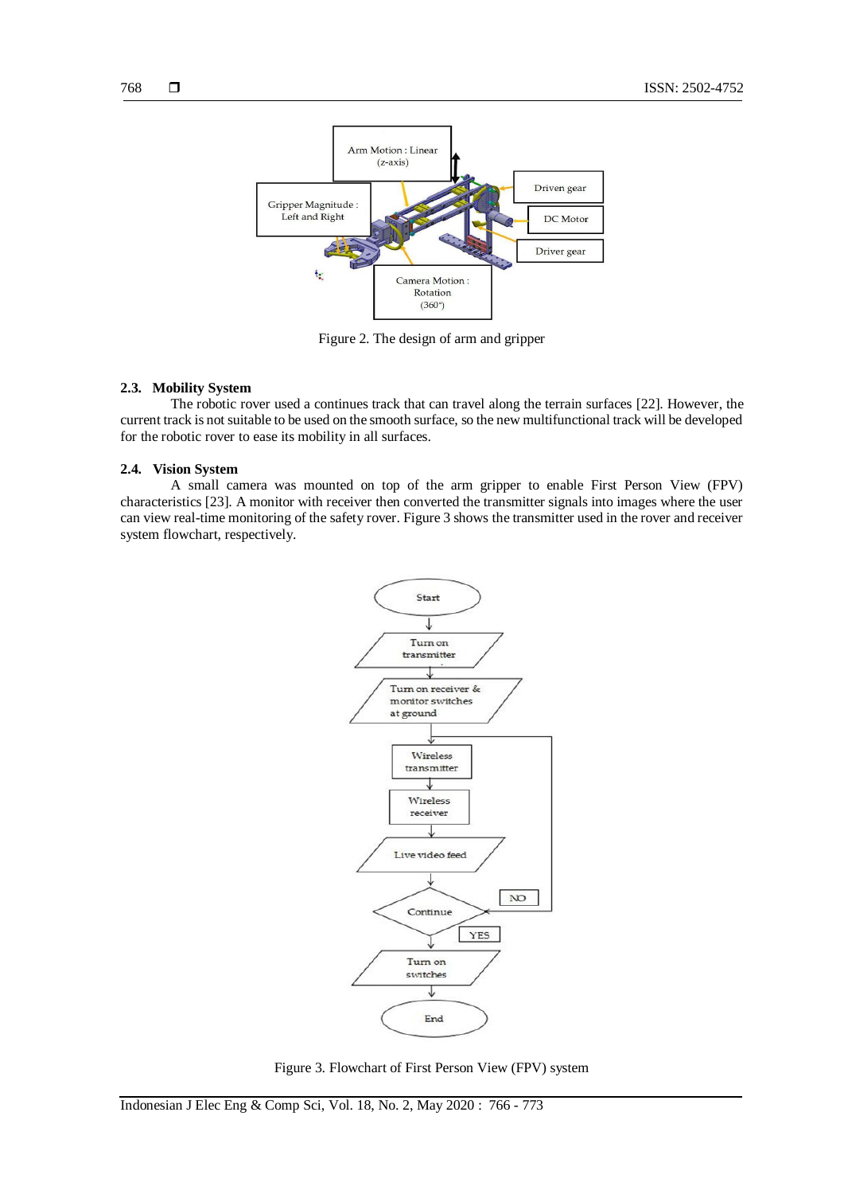Figure 2. The design of arm and gripper

### 2.3. Mobility System

The robotic rover used a continues track that can travel along the terrain surfaces [22]. However, the current track is not suitable to be used on the smooth surface, so the new multifunctional track will be developed for the robotic rover to ease its mobility in all surfaces.

### 2.4. Vision System

A small camera was mounted on top of the arm gripper to enable First Person View (FPV) characteristics [23]. A monitor with receiver then converted the transmitter signals into images where the user can view real-time monitoring of the safety rover. Figure 3 shows the transmitter used in the rover and receiver system flowchart, respectively.

Figure 3. Flowchart of First Person View (FPV) system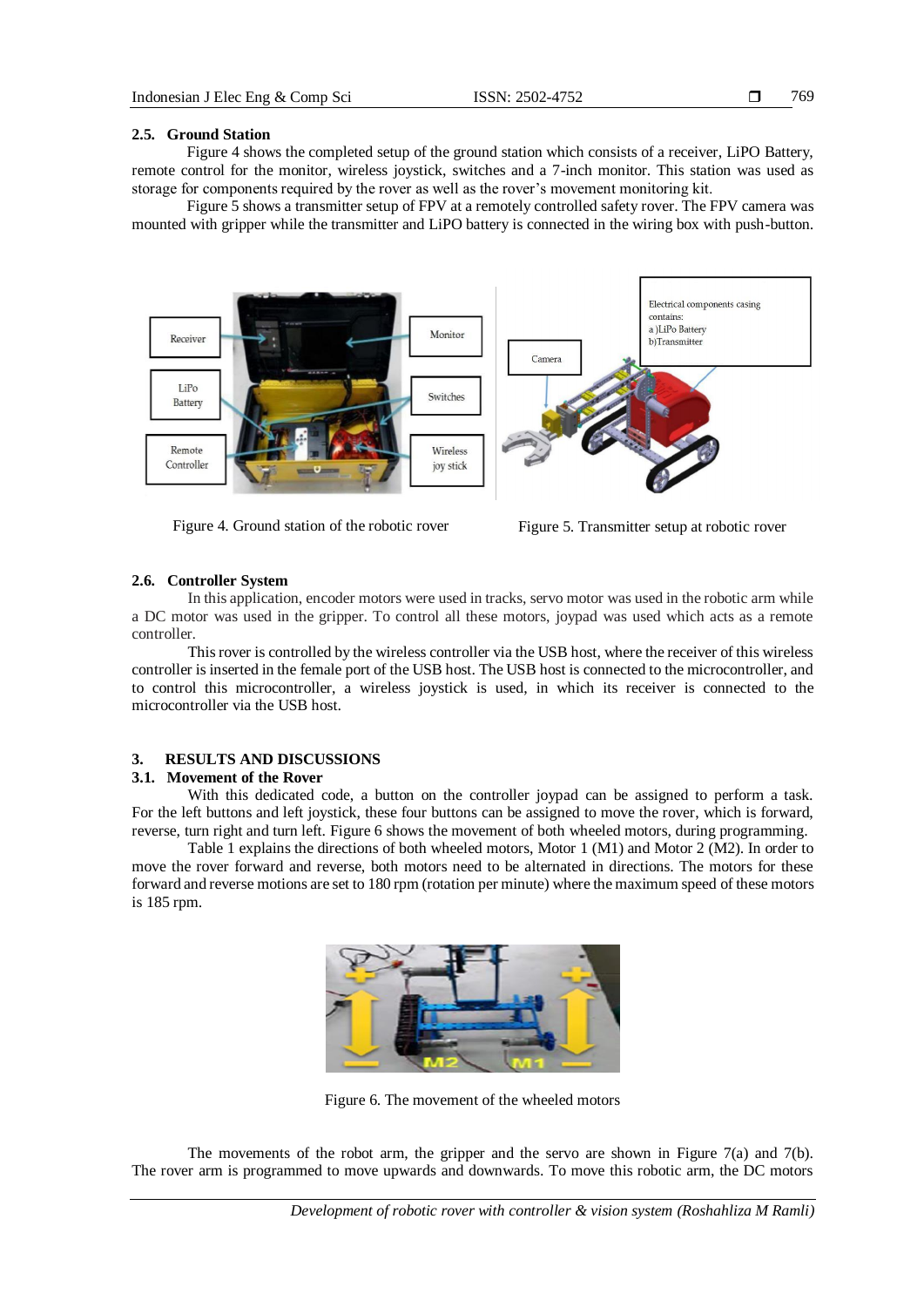## 2.5. Ground Station

Figure 4 shows the completed setup of the ground station which consists of a receiver, LiPO Battery, remote control for the monitor, wireless joystick, switches and a 7-inch monitor. This station was used as storage for components required by the rover as well as the rover's movement monitoring kit.

Figure 5 shows a transmitter setup of FPV at a remotely controlled safety rover. The FPV camera was mounted with gripper while the transmitter and LiPO battery is connected in the wiring box with push-button.

Figure 4. Ground station of the robotic rover

Figure 5. Transmitter setup at robotic rover

## 2.6. Controller System

In this application, encoder motors were used in tracks, servo motor was used in the robotic arm while a DC motor was used in the gripper. To control all these motors, joypad was used which acts as a remote controller.

This rover is controlled by the wireless controller via the USB host, where the receiver of this wireless controller is inserted in the female port of the USB host. The USB host is connected to the microcontroller, and to control this microcontroller, a wireless joystick is used, in which its receiver is connected to the microcontroller via the USB host.

# 3. RESULTS AND DISCUSSIONS

## 3.1. Movement of the Rover

With this dedicated code, a button on the controller joypad can be assigned to perform a task. For the left buttons and left joystick, these four buttons can be assigned to move the rover, which is forward, reverse, turn right and turn left. Figure 6 shows the movement of both wheeled motors, during programming.

Table 1 explains the directions of both wheeled motors, Motor 1 (M1) and Motor 2 (M2). In order to move the rover forward and reverse, both motors need to be alternated in directions. The motors for these forward and reverse motions are set to 180 rpm (rotation per minute) where the maximum speed of these motors is 185 rpm.

Figure 6. The movement of the wheeled motors

The movements of the robot arm, the gripper and the servo are shown in Figure 7(a) and 7(b). The rover arm is programmed to move upwards and downwards. To move this robotic arm, the DC motors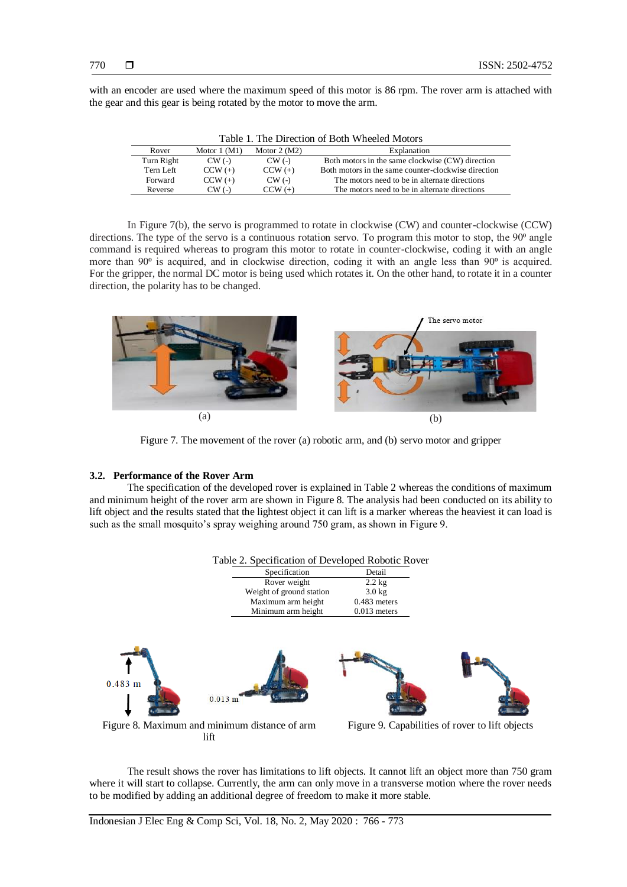with an encoder are used where the maximum speed of this motor is 86 rpm. The rover arm is attached with the gear and this gear is being rotated by the motor to move the arm.

Table 1. The Direction of Both Wheeled Motors

| Rover | Motor 1 (M1) | Motor 2 (M2) | Explanation |
|---|---|---|---|
| Turn Right | CW (-) | CW (-) | Both motors in the same clockwise (CW) direction |
| Tern Left | CCW (+) | CCW (+) | Both motors in the same counter-clockwise direction |
| Forward | CCW (+) | CW (-) | The motors need to be in alternate directions |
| Reverse | CW (-) | CCW (+) | The motors need to be in alternate directions |

In Figure 7(b), the servo is programmed to rotate in clockwise (CW) and counter-clockwise (CCW) directions. The type of the servo is a continuous rotation servo. To program this motor to stop, the 90º angle command is required whereas to program this motor to rotate in counter-clockwise, coding it with an angle more than 90º is acquired, and in clockwise direction, coding it with an angle less than 90º is acquired. For the gripper, the normal DC motor is being used which rotates it. On the other hand, to rotate it in a counter direction, the polarity has to be changed.

Figure 7. The movement of the rover (a) robotic arm, and (b) servo motor and gripper

### 3.2. Performance of the Rover Arm

The specification of the developed rover is explained in Table 2 whereas the conditions of maximum and minimum height of the rover arm are shown in Figure 8. The analysis had been conducted on its ability to lift object and the results stated that the lightest object it can lift is a marker whereas the heaviest it can load is such as the small mosquito's spray weighing around 750 gram, as shown in Figure 9.

Table 2. Specification of Developed Robotic Rover

| Specification | Detail |
|---|---|
| Rover weight | 2.2 kg |
| Weight of ground station | 3.0 kg |
| Maximum arm height | 0.483 meters |
| Minimum arm height | 0.013 meters |

Figure 8. Maximum and minimum distance of arm lift

Figure 9. Capabilities of rover to lift objects

The result shows the rover has limitations to lift objects. It cannot lift an object more than 750 gram where it will start to collapse. Currently, the arm can only move in a transverse motion where the rover needs to be modified by adding an additional degree of freedom to make it more stable.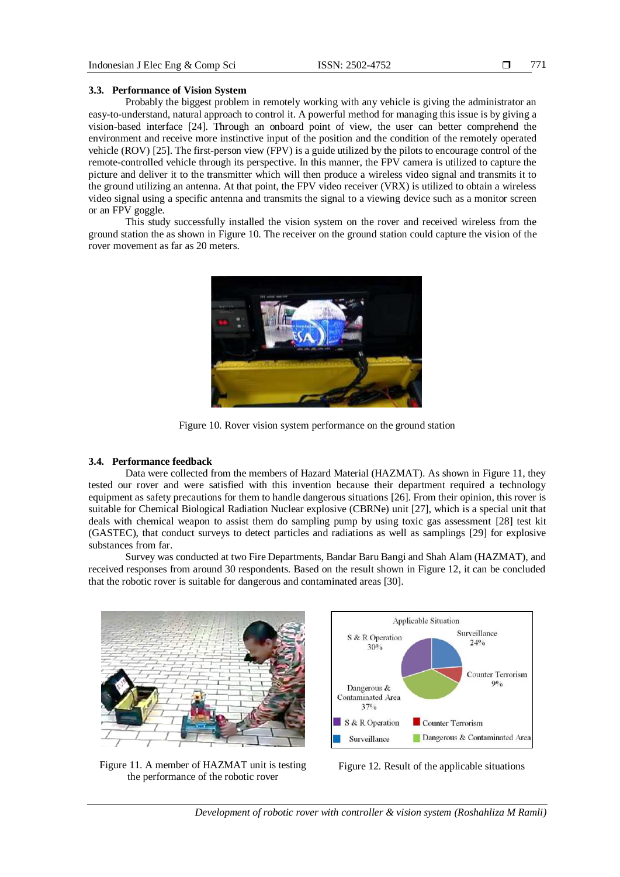### 3.3. Performance of Vision System

Probably the biggest problem in remotely working with any vehicle is giving the administrator an easy-to-understand, natural approach to control it. A powerful method for managing this issue is by giving a vision-based interface [24]. Through an onboard point of view, the user can better comprehend the environment and receive more instinctive input of the position and the condition of the remotely operated vehicle (ROV) [25]. The first-person view (FPV) is a guide utilized by the pilots to encourage control of the remote-controlled vehicle through its perspective. In this manner, the FPV camera is utilized to capture the picture and deliver it to the transmitter which will then produce a wireless video signal and transmits it to the ground utilizing an antenna. At that point, the FPV video receiver (VRX) is utilized to obtain a wireless video signal using a specific antenna and transmits the signal to a viewing device such as a monitor screen or an FPV goggle.

This study successfully installed the vision system on the rover and received wireless from the ground station the as shown in Figure 10. The receiver on the ground station could capture the vision of the rover movement as far as 20 meters.

Figure 10. Rover vision system performance on the ground station

### 3.4. Performance feedback

Data were collected from the members of Hazard Material (HAZMAT). As shown in Figure 11, they tested our rover and were satisfied with this invention because their department required a technology equipment as safety precautions for them to handle dangerous situations [26]. From their opinion, this rover is suitable for Chemical Biological Radiation Nuclear explosive (CBRNe) unit [27], which is a special unit that deals with chemical weapon to assist them do sampling pump by using toxic gas assessment [28] test kit (GASTEC), that conduct surveys to detect particles and radiations as well as samplings [29] for explosive substances from far.

Survey was conducted at two Fire Departments, Bandar Baru Bangi and Shah Alam (HAZMAT), and received responses from around 30 respondents. Based on the result shown in Figure 12, it can be concluded that the robotic rover is suitable for dangerous and contaminated areas [30].

Figure 11. A member of HAZMAT unit is testing the performance of the robotic rover

Figure 12. Result of the applicable situations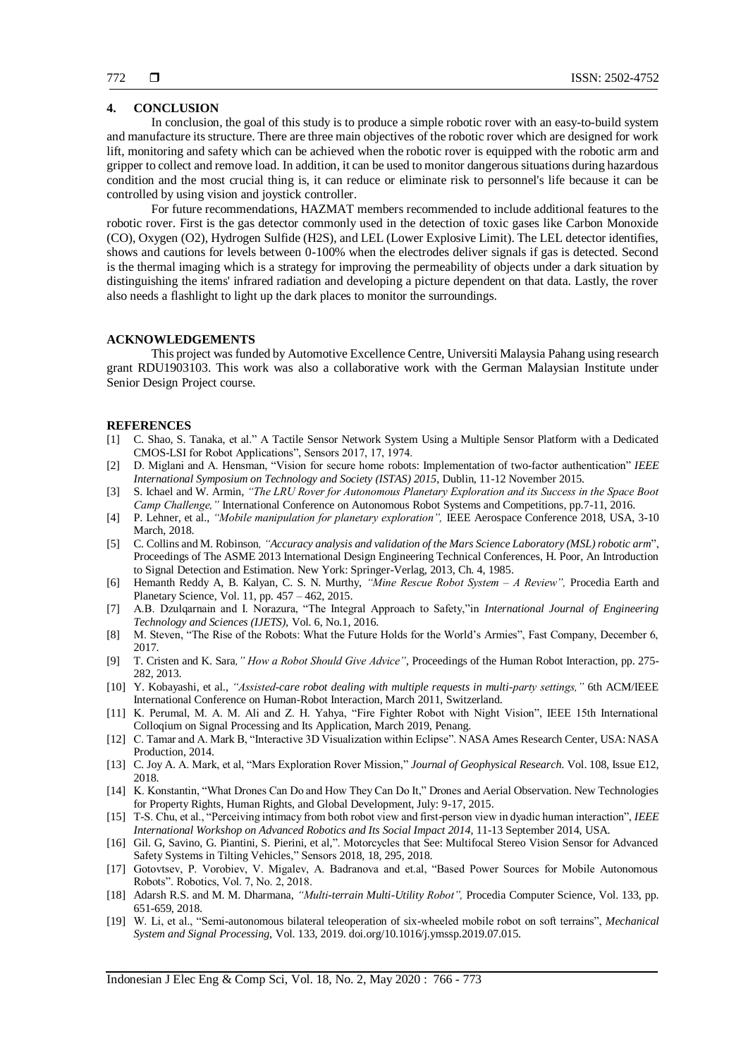## 4. CONCLUSION

In conclusion, the goal of this study is to produce a simple robotic rover with an easy-to-build system and manufacture its structure. There are three main objectives of the robotic rover which are designed for work lift, monitoring and safety which can be achieved when the robotic rover is equipped with the robotic arm and gripper to collect and remove load. In addition, it can be used to monitor dangerous situations during hazardous condition and the most crucial thing is, it can reduce or eliminate risk to personnel's life because it can be controlled by using vision and joystick controller.

For future recommendations, HAZMAT members recommended to include additional features to the robotic rover. First is the gas detector commonly used in the detection of toxic gases like Carbon Monoxide (CO), Oxygen ($O_2$), Hydrogen Sulfide ($H_2S$), and LEL (Lower Explosive Limit). The LEL detector identifies, shows and cautions for levels between 0-100% when the electrodes deliver signals if gas is detected. Second is the thermal imaging which is a strategy for improving the permeability of objects under a dark situation by distinguishing the items' infrared radiation and developing a picture dependent on that data. Lastly, the rover also needs a flashlight to light up the dark places to monitor the surroundings.

## ACKNOWLEDGEMENTS

This project was funded by Automotive Excellence Centre, Universiti Malaysia Pahang using research grant RDU1903103. This work was also a collaborative work with the German Malaysian Institute under Senior Design Project course.

## REFERENCES

[1] C. Shao, S. Tanaka, et al." A Tactile Sensor Network System Using a Multiple Sensor Platform with a Dedicated CMOS-LSI for Robot Applications", Sensors 2017, 17, 1974.

[2] D. Miglani and A. Hensman, "Vision for secure home robots: Implementation of two-factor authentication" *IEEE International Symposium on Technology and Society (ISTAS) 2015*, Dublin, 11-12 November 2015.

[3] S. Ichael and W. Armin, *"The LRU Rover for Autonomous Planetary Exploration and its Success in the Space Boot Camp Challenge,"* International Conference on Autonomous Robot Systems and Competitions, pp.7-11, 2016.

[4] P. Lehner, et al., *"Mobile manipulation for planetary exploration",* IEEE Aerospace Conference 2018, USA, 3-10 March, 2018.

[5] C. Collins and M. Robinson*, "Accuracy analysis and validation of the Mars Science Laboratory (MSL) robotic arm*", Proceedings of The ASME 2013 International Design Engineering Technical Conferences, H. Poor, An Introduction to Signal Detection and Estimation. New York: Springer-Verlag, 2013, Ch. 4, 1985.

[6] Hemanth Reddy A, B. Kalyan, C. S. N. Murthy, *"Mine Rescue Robot System – A Review",* Procedia Earth and Planetary Science, Vol. 11, pp. 457 – 462, 2015.

[7] A.B. Dzulqarnain and I. Norazura, "The Integral Approach to Safety,"in *International Journal of Engineering Technology and Sciences (IJETS),* Vol. 6, No.1, 2016.

[8] M. Steven, "The Rise of the Robots: What the Future Holds for the World's Armies", Fast Company, December 6, 2017.

[9] T. Cristen and K. Sara*," How a Robot Should Give Advice"*, Proceedings of the Human Robot Interaction, pp. 275-282, 2013.

[10] Y. Kobayashi, et al., *"Assisted-care robot dealing with multiple requests in multi-party settings,"* 6th ACM/IEEE International Conference on Human-Robot Interaction, March 2011, Switzerland.

[11] K. Perumal, M. A. M. Ali and Z. H. Yahya, "Fire Fighter Robot with Night Vision", IEEE 15th International Colloqium on Signal Processing and Its Application, March 2019, Penang.

[12] C. Tamar and A. Mark B, "Interactive 3D Visualization within Eclipse". NASA Ames Research Center, USA: NASA Production, 2014.

[13] C. Joy A. A. Mark, et al, "Mars Exploration Rover Mission," *Journal of Geophysical Research.* Vol. 108, Issue E12, 2018.

[14] K. Konstantin, "What Drones Can Do and How They Can Do It," Drones and Aerial Observation. New Technologies for Property Rights, Human Rights, and Global Development, July: 9-17, 2015.

[15] T-S. Chu, et al., "Perceiving intimacy from both robot view and first-person view in dyadic human interaction", *IEEE International Workshop on Advanced Robotics and Its Social Impact 2014,* 11-13 September 2014, USA.

[16] Gil. G, Savino, G. Piantini, S. Pierini, et al,". Motorcycles that See: Multifocal Stereo Vision Sensor for Advanced Safety Systems in Tilting Vehicles," Sensors 2018, 18, 295, 2018.

[17] Gotovtsev, P. Vorobiev, V. Migalev, A. Badranova and et.al, "Based Power Sources for Mobile Autonomous Robots". Robotics, Vol. 7, No. 2, 2018.

[18] Adarsh R.S. and M. M. Dharmana, *"Multi-terrain Multi-Utility Robot",* Procedia Computer Science, Vol. 133, pp. 651-659, 2018.

[19] W. Li, et al., "Semi-autonomous bilateral teleoperation of six-wheeled mobile robot on soft terrains", *Mechanical System and Signal Processing,* Vol. 133, 2019. doi.org/10.1016/j.ymssp.2019.07.015.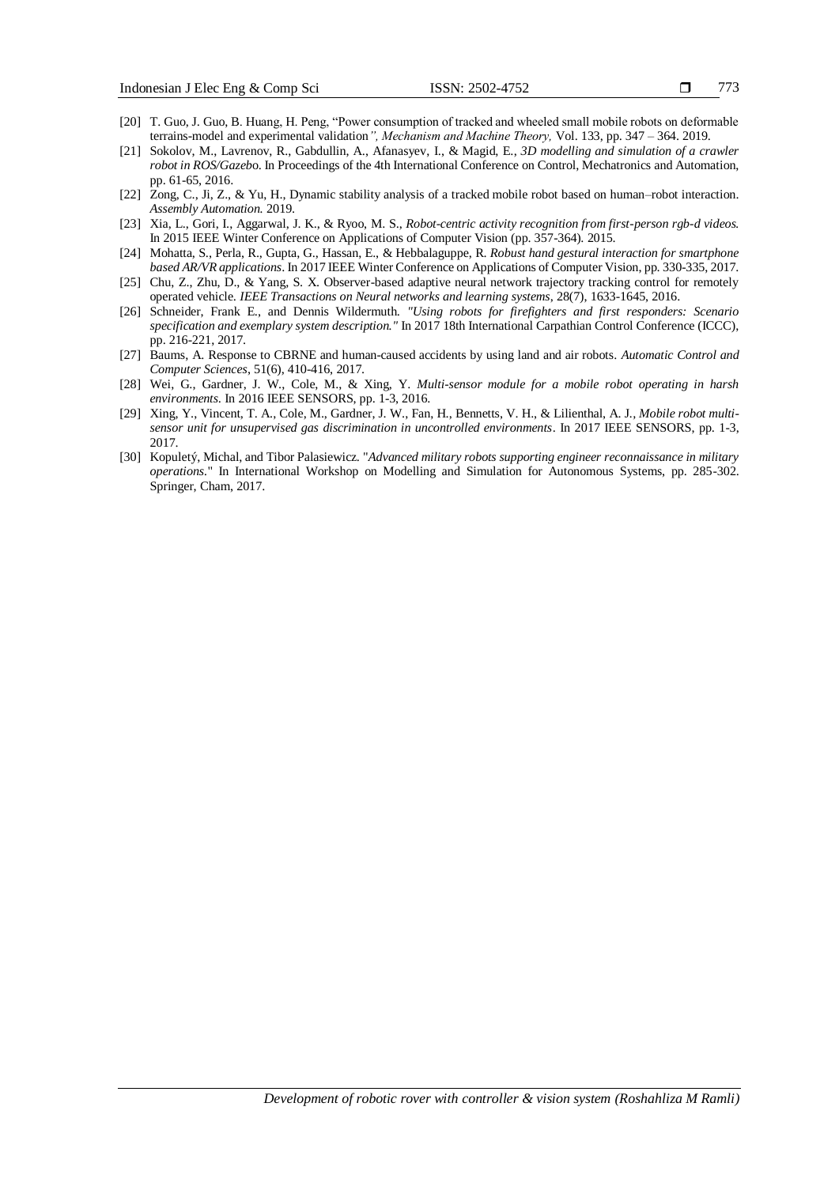[20] T. Guo, J. Guo, B. Huang, H. Peng, "Power consumption of tracked and wheeled small mobile robots on deformable terrains-model and experimental validation*", Mechanism and Machine Theory,* Vol. 133, pp. 347 – 364. 2019.

[21] Sokolov, M., Lavrenov, R., Gabdullin, A., Afanasyev, I., & Magid, E., *3D modelling and simulation of a crawler robot in ROS/Gazeb*o. In Proceedings of the 4th International Conference on Control, Mechatronics and Automation, pp. 61-65, 2016.

[22] Zong, C., Ji, Z., & Yu, H., Dynamic stability analysis of a tracked mobile robot based on human–robot interaction. *Assembly Automation.* 2019.

[23] Xia, L., Gori, I., Aggarwal, J. K., & Ryoo, M. S., *Robot-centric activity recognition from first-person rgb-d videos.* In 2015 IEEE Winter Conference on Applications of Computer Vision (pp. 357-364). 2015.

[24] Mohatta, S., Perla, R., Gupta, G., Hassan, E., & Hebbalaguppe, R. *Robust hand gestural interaction for smartphone based AR/VR applications*. In 2017 IEEE Winter Conference on Applications of Computer Vision, pp. 330-335, 2017.

[25] Chu, Z., Zhu, D., & Yang, S. X. Observer-based adaptive neural network trajectory tracking control for remotely operated vehicle. *IEEE Transactions on Neural networks and learning systems*, 28(7), 1633-1645, 2016.

[26] Schneider, Frank E., and Dennis Wildermuth. *"Using robots for firefighters and first responders: Scenario specification and exemplary system description."* In 2017 18th International Carpathian Control Conference (ICCC), pp. 216-221, 2017.

[27] Baums, A. Response to CBRNE and human-caused accidents by using land and air robots. *Automatic Control and Computer Sciences*, 51(6), 410-416, 2017.

[28] Wei, G., Gardner, J. W., Cole, M., & Xing, Y. *Multi-sensor module for a mobile robot operating in harsh environments*. In 2016 IEEE SENSORS, pp. 1-3, 2016.

[29] Xing, Y., Vincent, T. A., Cole, M., Gardner, J. W., Fan, H., Bennetts, V. H., & Lilienthal, A. J., *Mobile robot multi-sensor unit for unsupervised gas discrimination in uncontrolled environments*. In 2017 IEEE SENSORS, pp. 1-3, 2017.

[30] Kopuletý, Michal, and Tibor Palasiewicz. "*Advanced military robots supporting engineer reconnaissance in military operations*." In International Workshop on Modelling and Simulation for Autonomous Systems, pp. 285-302. Springer, Cham, 2017.